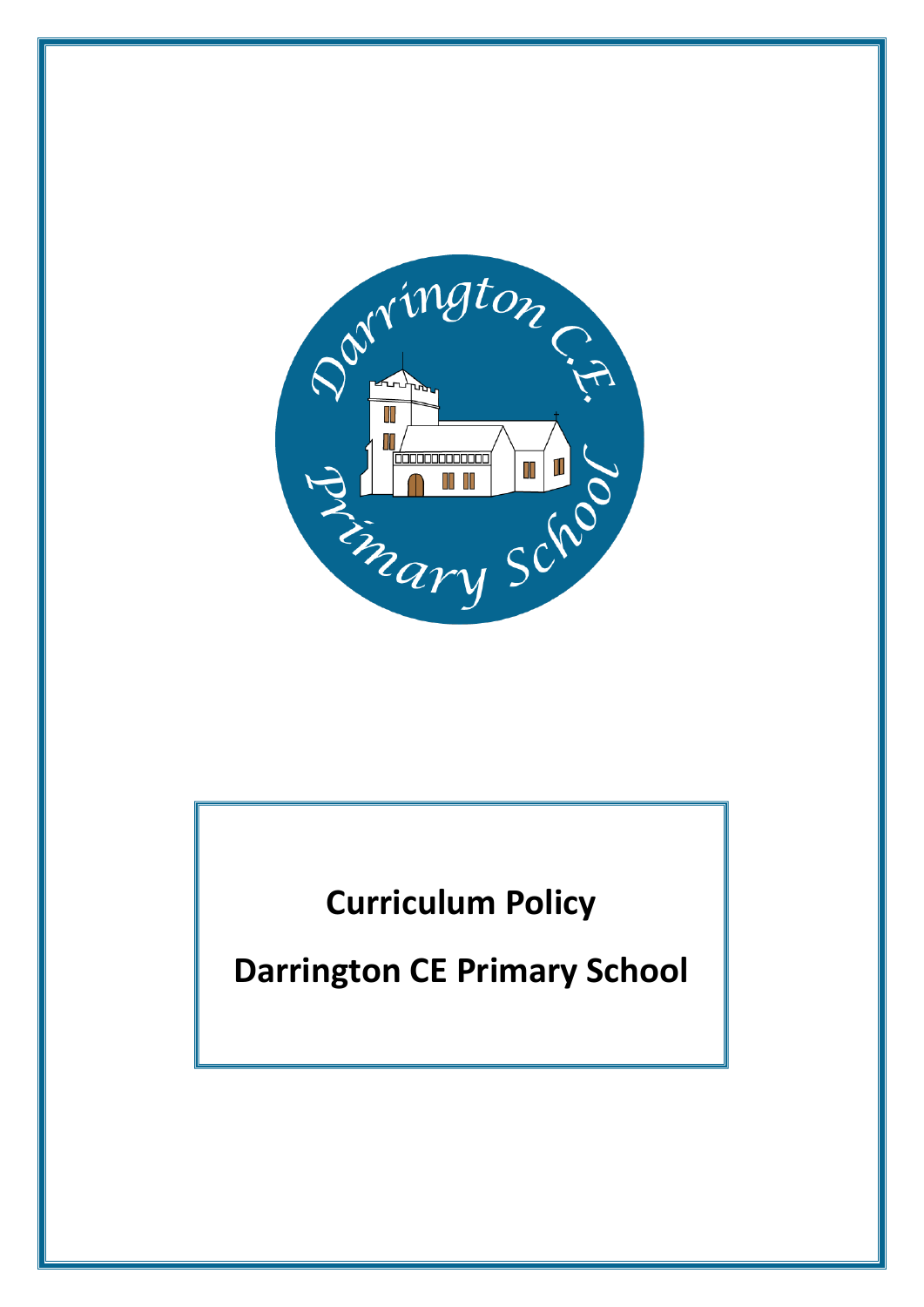# Curriculum Policy

# Darrington CE Primary School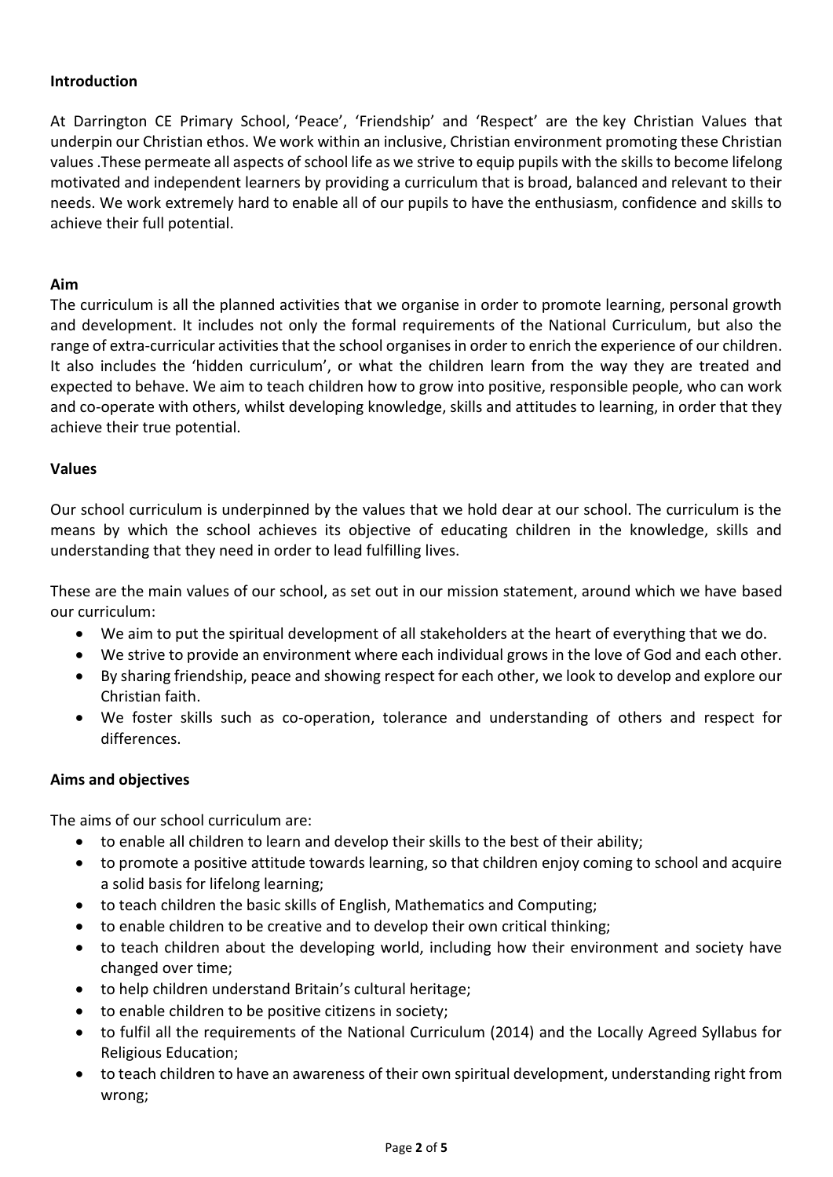## Introduction

At Darrington CE Primary School, 'Peace', 'Friendship' and 'Respect' are the key Christian Values that underpin our Christian ethos. We work within an inclusive, Christian environment promoting these Christian values .These permeate all aspects of school life as we strive to equip pupils with the skills to become lifelong motivated and independent learners by providing a curriculum that is broad, balanced and relevant to their needs. We work extremely hard to enable all of our pupils to have the enthusiasm, confidence and skills to achieve their full potential.

## Aim

The curriculum is all the planned activities that we organise in order to promote learning, personal growth and development. It includes not only the formal requirements of the National Curriculum, but also the range of extra-curricular activities that the school organises in order to enrich the experience of our children. It also includes the 'hidden curriculum', or what the children learn from the way they are treated and expected to behave. We aim to teach children how to grow into positive, responsible people, who can work and co-operate with others, whilst developing knowledge, skills and attitudes to learning, in order that they achieve their true potential.

## Values

Our school curriculum is underpinned by the values that we hold dear at our school. The curriculum is the means by which the school achieves its objective of educating children in the knowledge, skills and understanding that they need in order to lead fulfilling lives.

These are the main values of our school, as set out in our mission statement, around which we have based our curriculum:

- We aim to put the spiritual development of all stakeholders at the heart of everything that we do.
- We strive to provide an environment where each individual grows in the love of God and each other.
- By sharing friendship, peace and showing respect for each other, we look to develop and explore our Christian faith.
- We foster skills such as co-operation, tolerance and understanding of others and respect for differences.

## Aims and objectives

The aims of our school curriculum are:

- to enable all children to learn and develop their skills to the best of their ability;
- to promote a positive attitude towards learning, so that children enjoy coming to school and acquire a solid basis for lifelong learning;
- to teach children the basic skills of English, Mathematics and Computing;
- to enable children to be creative and to develop their own critical thinking;
- to teach children about the developing world, including how their environment and society have changed over time;
- to help children understand Britain's cultural heritage;
- to enable children to be positive citizens in society;
- to fulfil all the requirements of the National Curriculum (2014) and the Locally Agreed Syllabus for Religious Education;
- to teach children to have an awareness of their own spiritual development, understanding right from wrong;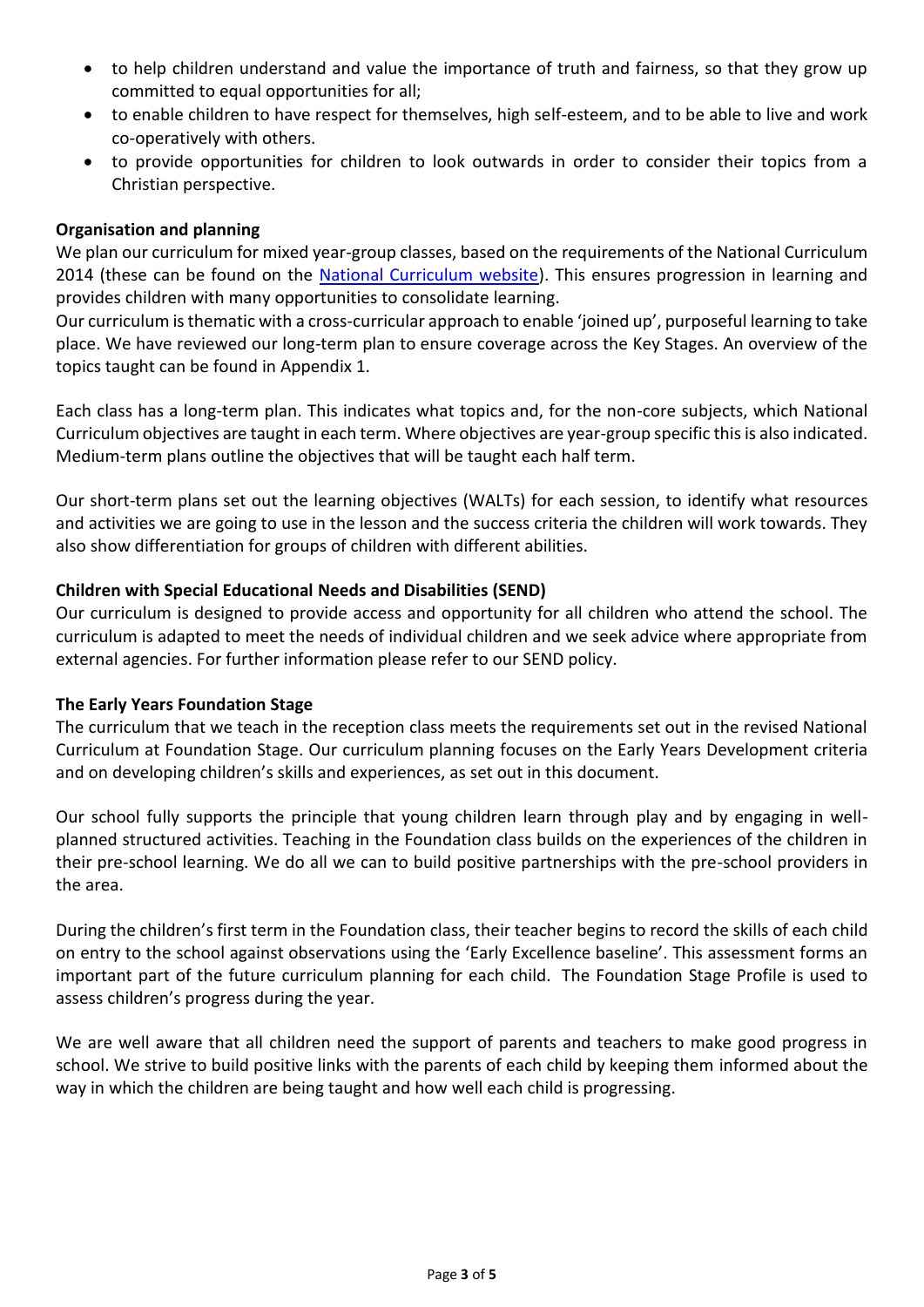- to help children understand and value the importance of truth and fairness, so that they grow up committed to equal opportunities for all;
- to enable children to have respect for themselves, high self-esteem, and to be able to live and work co-operatively with others.
- to provide opportunities for children to look outwards in order to consider their topics from a Christian perspective.

**Organisation and planning**

We plan our curriculum for mixed year-group classes, based on the requirements of the National Curriculum 2014 (these can be found on the National Curriculum website). This ensures progression in learning and provides children with many opportunities to consolidate learning.

Our curriculum is thematic with a cross-curricular approach to enable 'joined up', purposeful learning to take place. We have reviewed our long-term plan to ensure coverage across the Key Stages. An overview of the topics taught can be found in Appendix 1.

Each class has a long-term plan. This indicates what topics and, for the non-core subjects, which National Curriculum objectives are taught in each term. Where objectives are year-group specific this is also indicated. Medium-term plans outline the objectives that will be taught each half term.

Our short-term plans set out the learning objectives (WALTs) for each session, to identify what resources and activities we are going to use in the lesson and the success criteria the children will work towards. They also show differentiation for groups of children with different abilities.

**Children with Special Educational Needs and Disabilities (SEND)**

Our curriculum is designed to provide access and opportunity for all children who attend the school. The curriculum is adapted to meet the needs of individual children and we seek advice where appropriate from external agencies. For further information please refer to our SEND policy.

**The Early Years Foundation Stage**

The curriculum that we teach in the reception class meets the requirements set out in the revised National Curriculum at Foundation Stage. Our curriculum planning focuses on the Early Years Development criteria and on developing children's skills and experiences, as set out in this document.

Our school fully supports the principle that young children learn through play and by engaging in well-planned structured activities. Teaching in the Foundation class builds on the experiences of the children in their pre-school learning. We do all we can to build positive partnerships with the pre-school providers in the area.

During the children's first term in the Foundation class, their teacher begins to record the skills of each child on entry to the school against observations using the 'Early Excellence baseline'. This assessment forms an important part of the future curriculum planning for each child. The Foundation Stage Profile is used to assess children's progress during the year.

We are well aware that all children need the support of parents and teachers to make good progress in school. We strive to build positive links with the parents of each child by keeping them informed about the way in which the children are being taught and how well each child is progressing.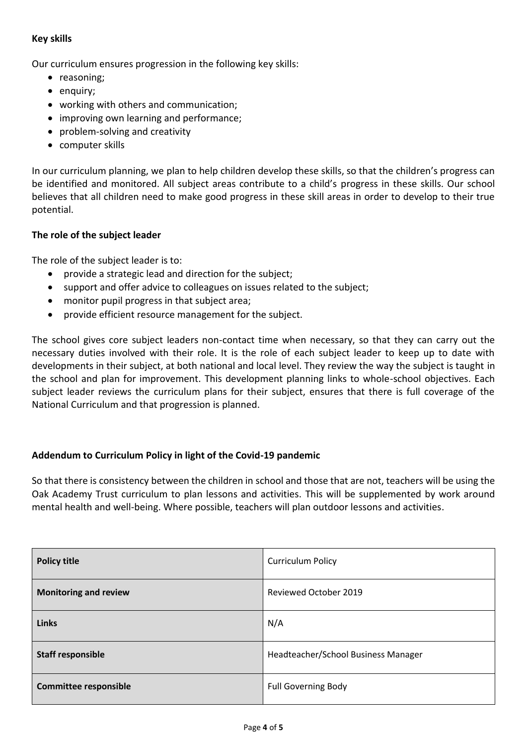### Key skills

Our curriculum ensures progression in the following key skills:

- reasoning;
- enquiry;
- working with others and communication;
- improving own learning and performance;
- problem-solving and creativity
- computer skills

In our curriculum planning, we plan to help children develop these skills, so that the children's progress can be identified and monitored. All subject areas contribute to a child's progress in these skills. Our school believes that all children need to make good progress in these skill areas in order to develop to their true potential.

### The role of the subject leader

The role of the subject leader is to:

- provide a strategic lead and direction for the subject;
- support and offer advice to colleagues on issues related to the subject;
- monitor pupil progress in that subject area;
- provide efficient resource management for the subject.

The school gives core subject leaders non-contact time when necessary, so that they can carry out the necessary duties involved with their role. It is the role of each subject leader to keep up to date with developments in their subject, at both national and local level. They review the way the subject is taught in the school and plan for improvement. This development planning links to whole-school objectives. Each subject leader reviews the curriculum plans for their subject, ensures that there is full coverage of the National Curriculum and that progression is planned.

### Addendum to Curriculum Policy in light of the Covid-19 pandemic

So that there is consistency between the children in school and those that are not, teachers will be using the Oak Academy Trust curriculum to plan lessons and activities. This will be supplemented by work around mental health and well-being. Where possible, teachers will plan outdoor lessons and activities.

| **Policy title** | Curriculum Policy |
| --- | --- |
| **Monitoring and review** | Reviewed October 2019 |
| **Links** | N/A |
| **Staff responsible** | Headteacher/School Business Manager |
| **Committee responsible** | Full Governing Body |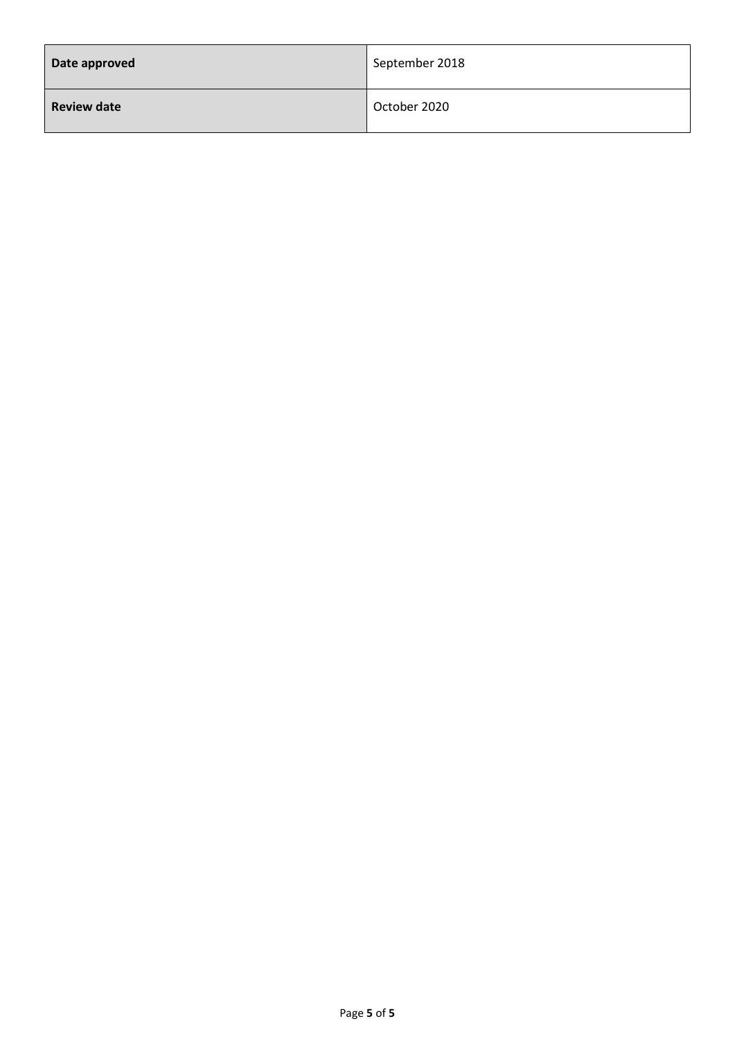| | |
|---|---|
| **Date approved** | September 2018 |
| **Review date** | October 2020 |